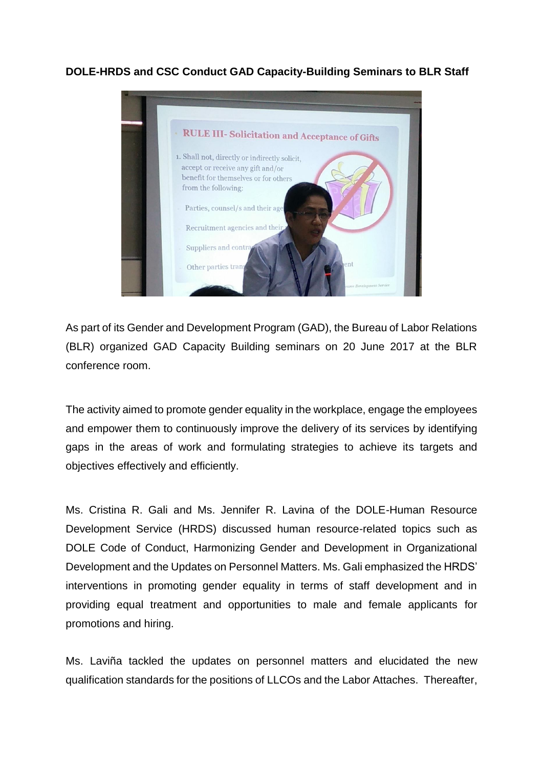**DOLE-HRDS and CSC Conduct GAD Capacity-Building Seminars to BLR Staff**

As part of its Gender and Development Program (GAD), the Bureau of Labor Relations (BLR) organized GAD Capacity Building seminars on 20 June 2017 at the BLR conference room.

The activity aimed to promote gender equality in the workplace, engage the employees and empower them to continuously improve the delivery of its services by identifying gaps in the areas of work and formulating strategies to achieve its targets and objectives effectively and efficiently.

Ms. Cristina R. Gali and Ms. Jennifer R. Lavina of the DOLE-Human Resource Development Service (HRDS) discussed human resource-related topics such as DOLE Code of Conduct, Harmonizing Gender and Development in Organizational Development and the Updates on Personnel Matters. Ms. Gali emphasized the HRDS' interventions in promoting gender equality in terms of staff development and in providing equal treatment and opportunities to male and female applicants for promotions and hiring.

Ms. Laviña tackled the updates on personnel matters and elucidated the new qualification standards for the positions of LLCOs and the Labor Attaches. Thereafter,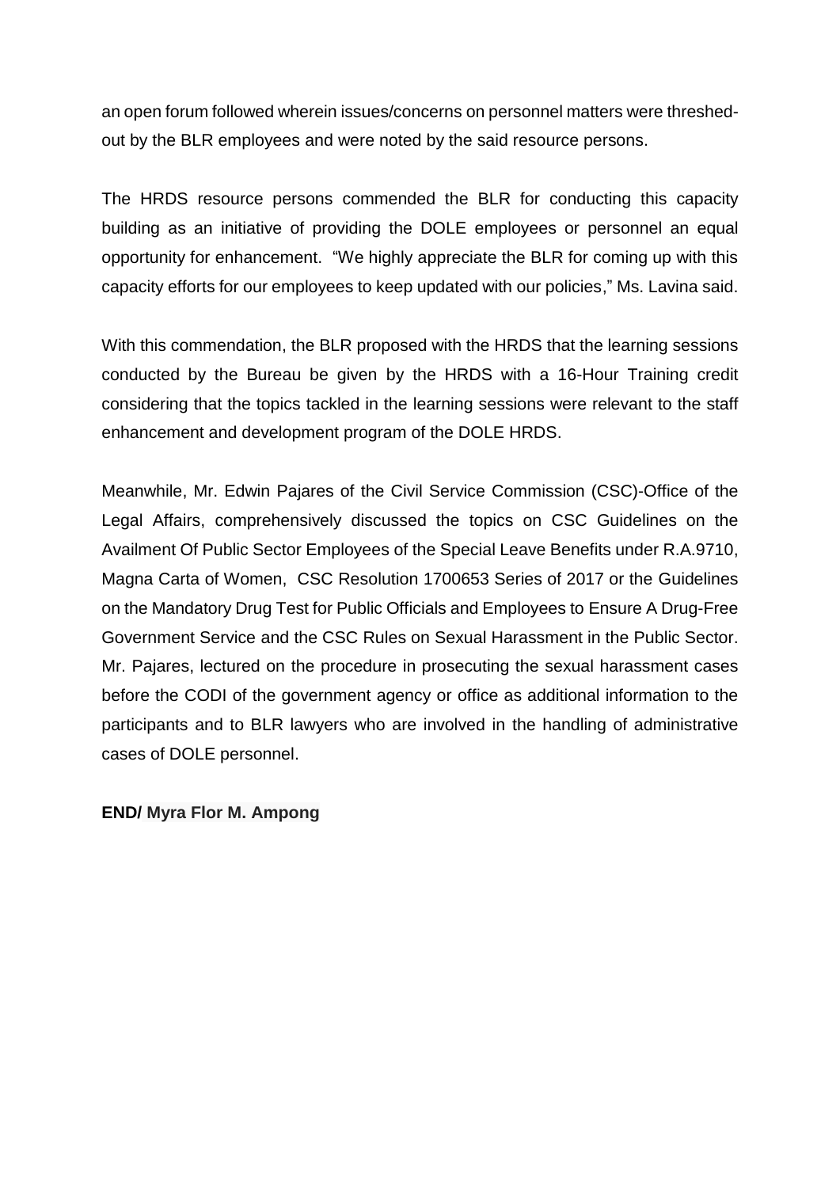an open forum followed wherein issues/concerns on personnel matters were threshed-out by the BLR employees and were noted by the said resource persons.

The HRDS resource persons commended the BLR for conducting this capacity building as an initiative of providing the DOLE employees or personnel an equal opportunity for enhancement. "We highly appreciate the BLR for coming up with this capacity efforts for our employees to keep updated with our policies," Ms. Lavina said.

With this commendation, the BLR proposed with the HRDS that the learning sessions conducted by the Bureau be given by the HRDS with a 16-Hour Training credit considering that the topics tackled in the learning sessions were relevant to the staff enhancement and development program of the DOLE HRDS.

Meanwhile, Mr. Edwin Pajares of the Civil Service Commission (CSC)-Office of the Legal Affairs, comprehensively discussed the topics on CSC Guidelines on the Availment Of Public Sector Employees of the Special Leave Benefits under R.A.9710, Magna Carta of Women, CSC Resolution 1700653 Series of 2017 or the Guidelines on the Mandatory Drug Test for Public Officials and Employees to Ensure A Drug-Free Government Service and the CSC Rules on Sexual Harassment in the Public Sector. Mr. Pajares, lectured on the procedure in prosecuting the sexual harassment cases before the CODI of the government agency or office as additional information to the participants and to BLR lawyers who are involved in the handling of administrative cases of DOLE personnel.

**END/ Myra Flor M. Ampong**